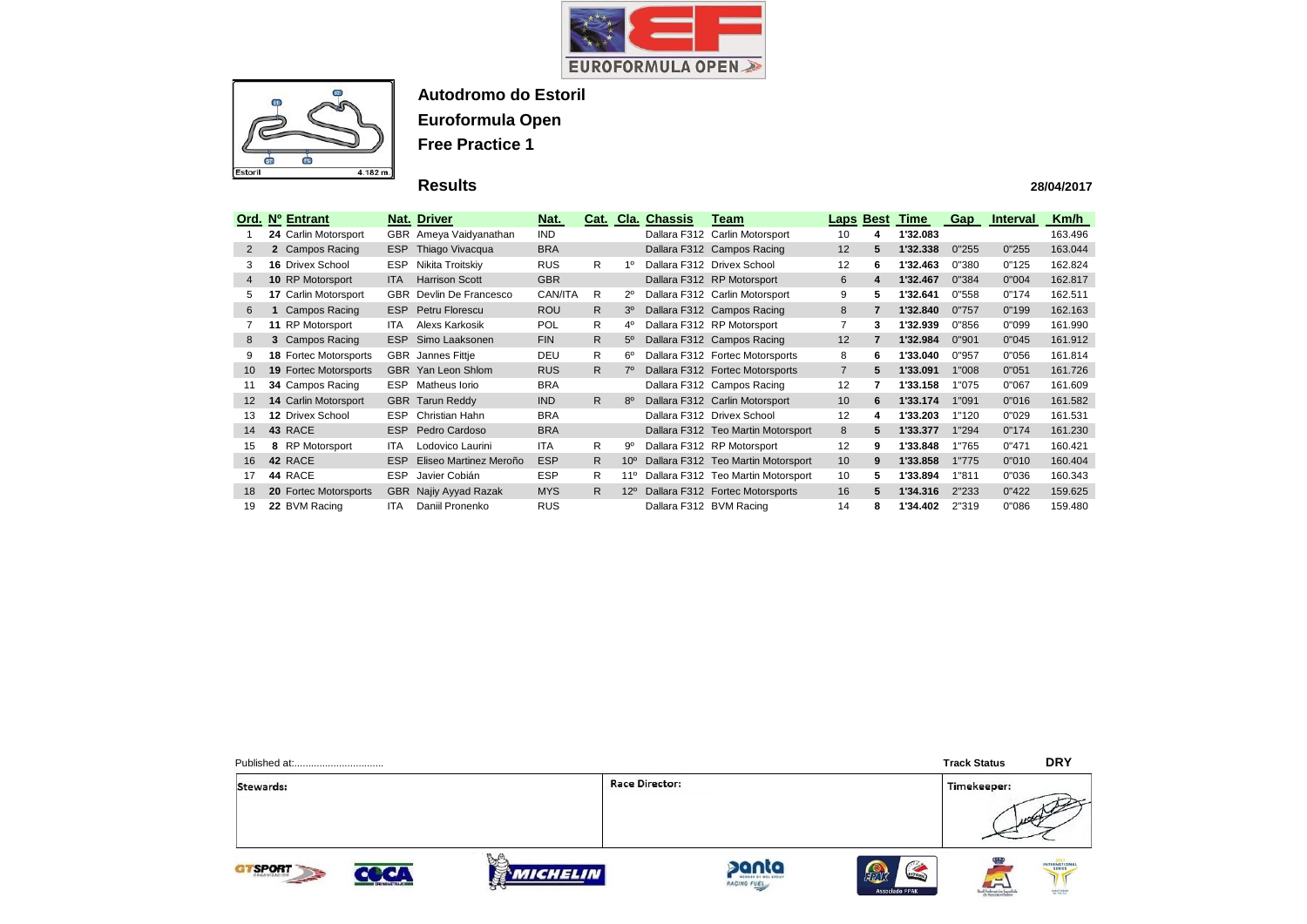# Autodromo do Estoril

## Euroformula Open

## Free Practice 1

### Results

28/04/2017

| Ord. | Nº | Entrant | Nat. | Driver | Nat. | Cat. | Cla. | Chassis | Team | Laps | Best | Time | Gap | Interval | Km/h |
|---|---|---|---|---|---|---|---|---|---|---|---|---|---|---|---|
| 1 | **24** | Carlin Motorsport | GBR | Ameya Vaidyanathan | IND | | | Dallara F312 | Carlin Motorsport | 10 | **4** | **1'32.083** | | | 163.496 |
| 2 | **2** | Campos Racing | ESP | Thiago Vivacqua | BRA | | | Dallara F312 | Campos Racing | 12 | **5** | **1'32.338** | 0"255 | 0"255 | 163.044 |
| 3 | **16** | Drivex School | ESP | Nikita Troitskiy | RUS | R | 1º | Dallara F312 | Drivex School | 12 | **6** | **1'32.463** | 0"380 | 0"125 | 162.824 |
| 4 | **10** | RP Motorsport | ITA | Harrison Scott | GBR | | | Dallara F312 | RP Motorsport | 6 | **4** | **1'32.467** | 0"384 | 0"004 | 162.817 |
| 5 | **17** | Carlin Motorsport | GBR | Devlin De Francesco | CAN/ITA | R | 2º | Dallara F312 | Carlin Motorsport | 9 | **5** | **1'32.641** | 0"558 | 0"174 | 162.511 |
| 6 | **1** | Campos Racing | ESP | Petru Florescu | ROU | R | 3º | Dallara F312 | Campos Racing | 8 | **7** | **1'32.840** | 0"757 | 0"199 | 162.163 |
| 7 | **11** | RP Motorsport | ITA | Alexs Karkosik | POL | R | 4º | Dallara F312 | RP Motorsport | 7 | **3** | **1'32.939** | 0"856 | 0"099 | 161.990 |
| 8 | **3** | Campos Racing | ESP | Simo Laaksonen | FIN | R | 5º | Dallara F312 | Campos Racing | 12 | **7** | **1'32.984** | 0"901 | 0"045 | 161.912 |
| 9 | **18** | Fortec Motorsports | GBR | Jannes Fittje | DEU | R | 6º | Dallara F312 | Fortec Motorsports | 8 | **6** | **1'33.040** | 0"957 | 0"056 | 161.814 |
| 10 | **19** | Fortec Motorsports | GBR | Yan Leon Shlom | RUS | R | 7º | Dallara F312 | Fortec Motorsports | 7 | **5** | **1'33.091** | 1"008 | 0"051 | 161.726 |
| 11 | **34** | Campos Racing | ESP | Matheus Iorio | BRA | | | Dallara F312 | Campos Racing | 12 | **7** | **1'33.158** | 1"075 | 0"067 | 161.609 |
| 12 | **14** | Carlin Motorsport | GBR | Tarun Reddy | IND | R | 8º | Dallara F312 | Carlin Motorsport | 10 | **6** | **1'33.174** | 1"091 | 0"016 | 161.582 |
| 13 | **12** | Drivex School | ESP | Christian Hahn | BRA | | | Dallara F312 | Drivex School | 12 | **4** | **1'33.203** | 1"120 | 0"029 | 161.531 |
| 14 | **43** | RACE | ESP | Pedro Cardoso | BRA | | | Dallara F312 | Teo Martin Motorsport | 8 | **5** | **1'33.377** | 1"294 | 0"174 | 161.230 |
| 15 | **8** | RP Motorsport | ITA | Lodovico Laurini | ITA | R | 9º | Dallara F312 | RP Motorsport | 12 | **9** | **1'33.848** | 1"765 | 0"471 | 160.421 |
| 16 | **42** | RACE | ESP | Eliseo Martinez Meroño | ESP | R | 10º | Dallara F312 | Teo Martin Motorsport | 10 | **9** | **1'33.858** | 1"775 | 0"010 | 160.404 |
| 17 | **44** | RACE | ESP | Javier Cobián | ESP | R | 11º | Dallara F312 | Teo Martin Motorsport | 10 | **5** | **1'33.894** | 1"811 | 0"036 | 160.343 |
| 18 | **20** | Fortec Motorsports | GBR | Najiy Ayyad Razak | MYS | R | 12º | Dallara F312 | Fortec Motorsports | 16 | **5** | **1'34.316** | 2"233 | 0"422 | 159.625 |
| 19 | **22** | BVM Racing | ITA | Daniil Pronenko | RUS | | | Dallara F312 | BVM Racing | 14 | **8** | **1'34.402** | 2"319 | 0"086 | 159.480 |

Published at:................................

**Track Status** **DRY**

| Stewards: | Race Director: | Timekeeper: |
|---|---|---|
| | | |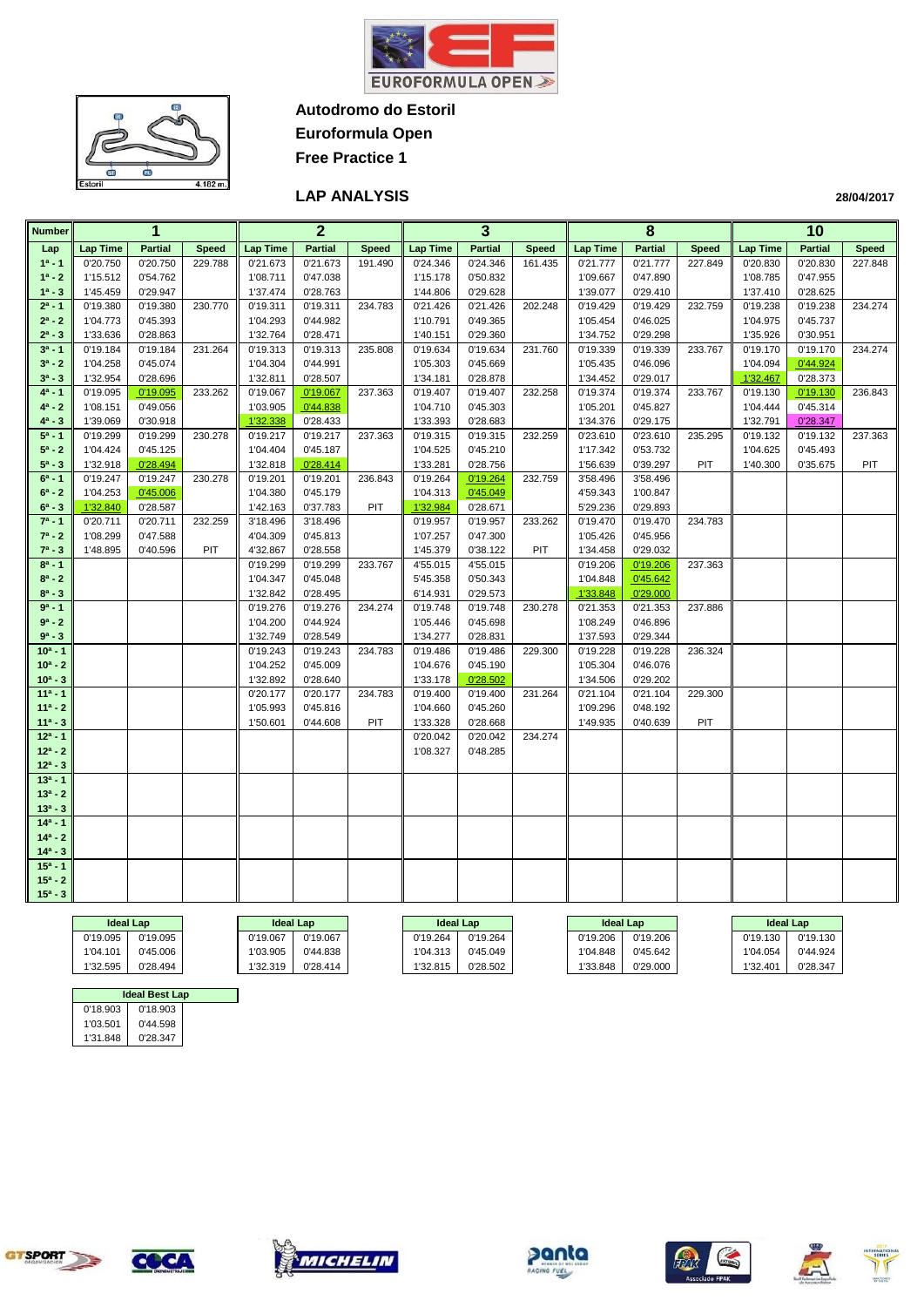# Autodromo do Estoril

**Euroformula Open**

**Free Practice 1**

## LAP ANALYSIS

28/04/2017

| Number | 1 | | | 2 | | | 3 | | | 8 | | | 10 | | |
|---|---|---|---|---|---|---|---|---|---|---|---|---|---|---|---|
| Lap | Lap Time | Partial | Speed | Lap Time | Partial | Speed | Lap Time | Partial | Speed | Lap Time | Partial | Speed | Lap Time | Partial | Speed |
| 1ª - 1 | 0'20.750 | 0'20.750 | 229.788 | 0'21.673 | 0'21.673 | 191.490 | 0'24.346 | 0'24.346 | 161.435 | 0'21.777 | 0'21.777 | 227.849 | 0'20.830 | 0'20.830 | 227.848 |
| 1ª - 2 | 1'15.512 | 0'54.762 | | 1'08.711 | 0'47.038 | | 1'15.178 | 0'50.832 | | 1'09.667 | 0'47.890 | | 1'08.785 | 0'47.955 | |
| 1ª - 3 | 1'45.459 | 0'29.947 | | 1'37.474 | 0'28.763 | | 1'44.806 | 0'29.628 | | 1'39.077 | 0'29.410 | | 1'37.410 | 0'28.625 | |
| 2ª - 1 | 0'19.380 | 0'19.380 | 230.770 | 0'19.311 | 0'19.311 | 234.783 | 0'21.426 | 0'21.426 | 202.248 | 0'19.429 | 0'19.429 | 232.759 | 0'19.238 | 0'19.238 | 234.274 |
| 2ª - 2 | 1'04.773 | 0'45.393 | | 1'04.293 | 0'44.982 | | 1'10.791 | 0'49.365 | | 1'05.454 | 0'46.025 | | 1'04.975 | 0'45.737 | |
| 2ª - 3 | 1'33.636 | 0'28.863 | | 1'32.764 | 0'28.471 | | 1'40.151 | 0'29.360 | | 1'34.752 | 0'29.298 | | 1'35.926 | 0'30.951 | |
| 3ª - 1 | 0'19.184 | 0'19.184 | 231.264 | 0'19.313 | 0'19.313 | 235.808 | 0'19.634 | 0'19.634 | 231.760 | 0'19.339 | 0'19.339 | 233.767 | 0'19.170 | 0'19.170 | 234.274 |
| 3ª - 2 | 1'04.258 | 0'45.074 | | 1'04.304 | 0'44.991 | | 1'05.303 | 0'45.669 | | 1'05.435 | 0'46.096 | | 1'04.094 | 0'44.924 | |
| 3ª - 3 | 1'32.954 | 0'28.696 | | 1'32.811 | 0'28.507 | | 1'34.181 | 0'28.878 | | 1'34.452 | 0'29.017 | | 1'32.467 | 0'28.373 | |
| 4ª - 1 | 0'19.095 | 0'19.095 | 233.262 | 0'19.067 | 0'19.067 | 237.363 | 0'19.407 | 0'19.407 | 232.258 | 0'19.374 | 0'19.374 | 233.767 | 0'19.130 | 0'19.130 | 236.843 |
| 4ª - 2 | 1'08.151 | 0'49.056 | | 1'03.905 | 0'44.838 | | 1'04.710 | 0'45.303 | | 1'05.201 | 0'45.827 | | 1'04.444 | 0'45.314 | |
| 4ª - 3 | 1'39.069 | 0'30.918 | | 1'32.338 | 0'28.433 | | 1'33.393 | 0'28.683 | | 1'34.376 | 0'29.175 | | 1'32.791 | 0'28.347 | |
| 5ª - 1 | 0'19.299 | 0'19.299 | 230.278 | 0'19.217 | 0'19.217 | 237.363 | 0'19.315 | 0'19.315 | 232.259 | 0'23.610 | 0'23.610 | 235.295 | 0'19.132 | 0'19.132 | 237.363 |
| 5ª - 2 | 1'04.424 | 0'45.125 | | 1'04.404 | 0'45.187 | | 1'04.525 | 0'45.210 | | 1'17.342 | 0'53.732 | | 1'04.625 | 0'45.493 | |
| 5ª - 3 | 1'32.918 | 0'28.494 | | 1'32.818 | 0'28.414 | | 1'33.281 | 0'28.756 | | 1'56.639 | 0'39.297 | PIT | 1'40.300 | 0'35.675 | PIT |
| 6ª - 1 | 0'19.247 | 0'19.247 | 230.278 | 0'19.201 | 0'19.201 | 236.843 | 0'19.264 | 0'19.264 | 232.759 | 3'58.496 | 3'58.496 | | | | |
| 6ª - 2 | 1'04.253 | 0'45.006 | | 1'04.380 | 0'45.179 | | 1'04.313 | 0'45.049 | | 4'59.343 | 1'00.847 | | | | |
| 6ª - 3 | 1'32.840 | 0'28.587 | | 1'42.163 | 0'37.783 | PIT | 1'32.984 | 0'28.671 | | 5'29.236 | 0'29.893 | | | | |
| 7ª - 1 | 0'20.711 | 0'20.711 | 232.259 | 3'18.496 | 3'18.496 | | 0'19.957 | 0'19.957 | 233.262 | 0'19.470 | 0'19.470 | 234.783 | | | |
| 7ª - 2 | 1'08.299 | 0'47.588 | | 4'04.309 | 0'45.813 | | 1'07.257 | 0'47.300 | | 1'05.426 | 0'45.956 | | | | |
| 7ª - 3 | 1'48.895 | 0'40.596 | PIT | 4'32.867 | 0'28.558 | | 1'45.379 | 0'38.122 | PIT | 1'34.458 | 0'29.032 | | | | |
| 8ª - 1 | | | | 0'19.299 | 0'19.299 | 233.767 | 4'55.015 | 4'55.015 | | 0'19.206 | 0'19.206 | 237.363 | | | |
| 8ª - 2 | | | | 1'04.347 | 0'45.048 | | 5'45.358 | 0'50.343 | | 1'04.848 | 0'45.642 | | | | |
| 8ª - 3 | | | | 1'32.842 | 0'28.495 | | 6'14.931 | 0'29.573 | | 1'33.848 | 0'29.000 | | | | |
| 9ª - 1 | | | | 0'19.276 | 0'19.276 | 234.274 | 0'19.748 | 0'19.748 | 230.278 | 0'21.353 | 0'21.353 | 237.886 | | | |
| 9ª - 2 | | | | 1'04.200 | 0'44.924 | | 1'05.446 | 0'45.698 | | 1'08.249 | 0'46.896 | | | | |
| 9ª - 3 | | | | 1'32.749 | 0'28.549 | | 1'34.277 | 0'28.831 | | 1'37.593 | 0'29.344 | | | | |
| 10ª - 1 | | | | 0'19.243 | 0'19.243 | 234.783 | 0'19.486 | 0'19.486 | 229.300 | 0'19.228 | 0'19.228 | 236.324 | | | |
| 10ª - 2 | | | | 1'04.252 | 0'45.009 | | 1'04.676 | 0'45.190 | | 1'05.304 | 0'46.076 | | | | |
| 10ª - 3 | | | | 1'32.892 | 0'28.640 | | 1'33.178 | 0'28.502 | | 1'34.506 | 0'29.202 | | | | |
| 11ª - 1 | | | | 0'20.177 | 0'20.177 | 234.783 | 0'19.400 | 0'19.400 | 231.264 | 0'21.104 | 0'21.104 | 229.300 | | | |
| 11ª - 2 | | | | 1'05.993 | 0'45.816 | | 1'04.660 | 0'45.260 | | 1'09.296 | 0'48.192 | | | | |
| 11ª - 3 | | | | 1'50.601 | 0'44.608 | PIT | 1'33.328 | 0'28.668 | | 1'49.935 | 0'40.639 | PIT | | | |
| 12ª - 1 | | | | | | | 0'20.042 | 0'20.042 | 234.274 | | | | | | |
| 12ª - 2 | | | | | | | 1'08.327 | 0'48.285 | | | | | | | |
| 12ª - 3 | | | | | | | | | | | | | | | |
| 13ª - 1 | | | | | | | | | | | | | | | |
| 13ª - 2 | | | | | | | | | | | | | | | |
| 13ª - 3 | | | | | | | | | | | | | | | |
| 14ª - 1 | | | | | | | | | | | | | | | |
| 14ª - 2 | | | | | | | | | | | | | | | |
| 14ª - 3 | | | | | | | | | | | | | | | |
| 15ª - 1 | | | | | | | | | | | | | | | |
| 15ª - 2 | | | | | | | | | | | | | | | |
| 15ª - 3 | | | | | | | | | | | | | | | |

| Ideal Lap (1) | | Ideal Lap (2) | | Ideal Lap (3) | | Ideal Lap (8) | | Ideal Lap (10) | |
|---|---|---|---|---|---|---|---|---|---|
| 0'19.095 | 0'19.095 | 0'19.067 | 0'19.067 | 0'19.264 | 0'19.264 | 0'19.206 | 0'19.206 | 0'19.130 | 0'19.130 |
| 1'04.101 | 0'45.006 | 1'03.905 | 0'44.838 | 1'04.313 | 0'45.049 | 1'04.848 | 0'45.642 | 1'04.054 | 0'44.924 |
| 1'32.595 | 0'28.494 | 1'32.319 | 0'28.414 | 1'32.815 | 0'28.502 | 1'33.848 | 0'29.000 | 1'32.401 | 0'28.347 |

| Ideal Best Lap | |
|---|---|
| 0'18.903 | 0'18.903 |
| 1'03.501 | 0'44.598 |
| 1'31.848 | 0'28.347 |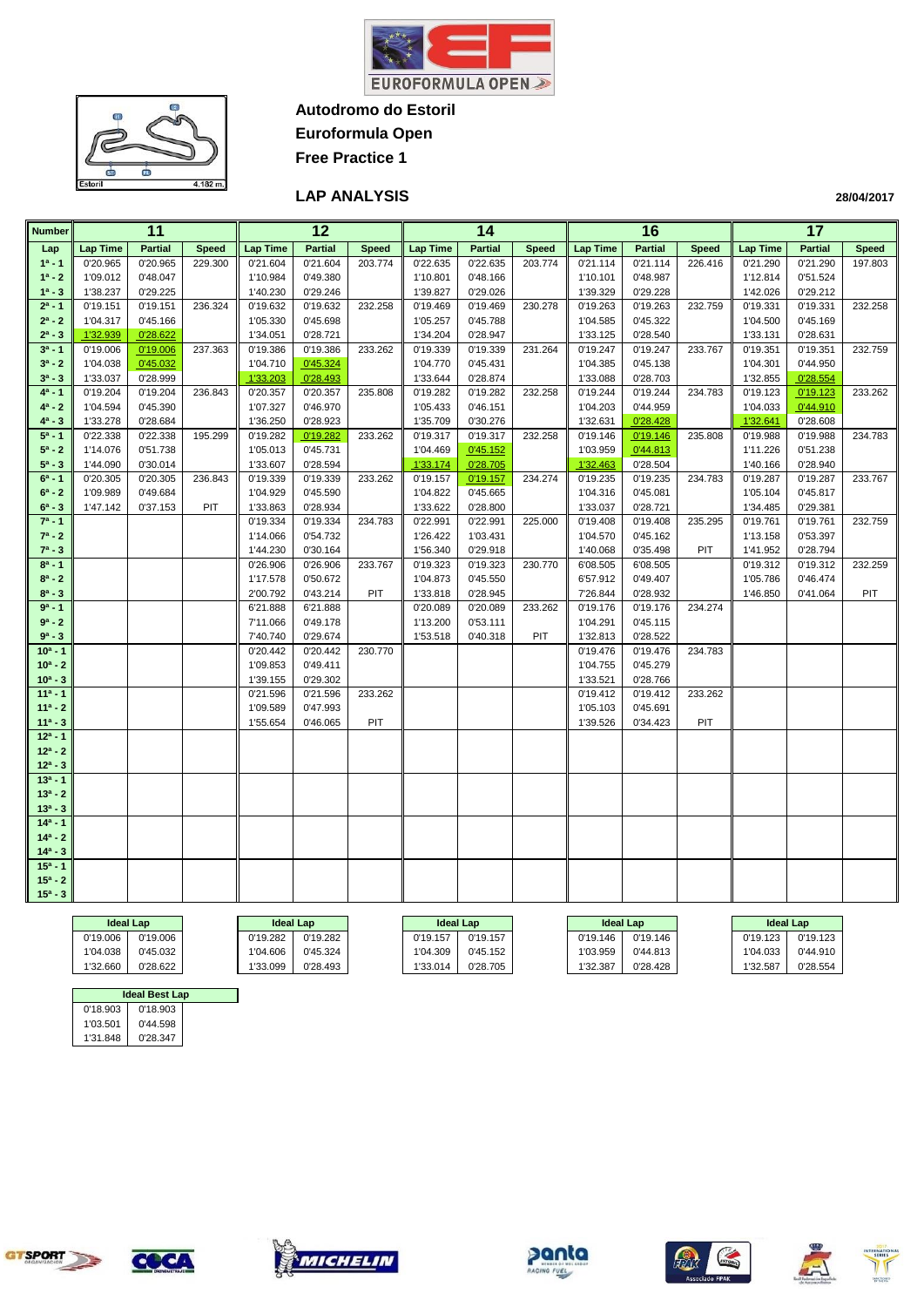**Autodromo do Estoril**

**Euroformula Open**

**Free Practice 1**

## LAP ANALYSIS

28/04/2017

| Number | 11 | | | 12 | | | 14 | | | 16 | | | 17 | | |
|---|---|---|---|---|---|---|---|---|---|---|---|---|---|---|---|
| Lap | Lap Time | Partial | Speed | Lap Time | Partial | Speed | Lap Time | Partial | Speed | Lap Time | Partial | Speed | Lap Time | Partial | Speed |
| 1ª - 1 | 0'20.965 | 0'20.965 | 229.300 | 0'21.604 | 0'21.604 | 203.774 | 0'22.635 | 0'22.635 | 203.774 | 0'21.114 | 0'21.114 | 226.416 | 0'21.290 | 0'21.290 | 197.803 |
| 1ª - 2 | 1'09.012 | 0'48.047 | | 1'10.984 | 0'49.380 | | 1'10.801 | 0'48.166 | | 1'10.101 | 0'48.987 | | 1'12.814 | 0'51.524 | |
| 1ª - 3 | 1'38.237 | 0'29.225 | | 1'40.230 | 0'29.246 | | 1'39.827 | 0'29.026 | | 1'39.329 | 0'29.228 | | 1'42.026 | 0'29.212 | |
| 2ª - 1 | 0'19.151 | 0'19.151 | 236.324 | 0'19.632 | 0'19.632 | 232.258 | 0'19.469 | 0'19.469 | 230.278 | 0'19.263 | 0'19.263 | 232.759 | 0'19.331 | 0'19.331 | 232.258 |
| 2ª - 2 | 1'04.317 | 0'45.166 | | 1'05.330 | 0'45.698 | | 1'05.257 | 0'45.788 | | 1'04.585 | 0'45.322 | | 1'04.500 | 0'45.169 | |
| 2ª - 3 | 1'32.939 | 0'28.622 | | 1'34.051 | 0'28.721 | | 1'34.204 | 0'28.947 | | 1'33.125 | 0'28.540 | | 1'33.131 | 0'28.631 | |
| 3ª - 1 | 0'19.006 | 0'19.006 | 237.363 | 0'19.386 | 0'19.386 | 233.262 | 0'19.339 | 0'19.339 | 231.264 | 0'19.247 | 0'19.247 | 233.767 | 0'19.351 | 0'19.351 | 232.759 |
| 3ª - 2 | 1'04.038 | 0'45.032 | | 1'04.710 | 0'45.324 | | 1'04.770 | 0'45.431 | | 1'04.385 | 0'45.138 | | 1'04.301 | 0'44.950 | |
| 3ª - 3 | 1'33.037 | 0'28.999 | | 1'33.203 | 0'28.493 | | 1'33.644 | 0'28.874 | | 1'33.088 | 0'28.703 | | 1'32.855 | 0'28.554 | |
| 4ª - 1 | 0'19.204 | 0'19.204 | 236.843 | 0'20.357 | 0'20.357 | 235.808 | 0'19.282 | 0'19.282 | 232.258 | 0'19.244 | 0'19.244 | 234.783 | 0'19.123 | 0'19.123 | 233.262 |
| 4ª - 2 | 1'04.594 | 0'45.390 | | 1'07.327 | 0'46.970 | | 1'05.433 | 0'46.151 | | 1'04.203 | 0'44.959 | | 1'04.033 | 0'44.910 | |
| 4ª - 3 | 1'33.278 | 0'28.684 | | 1'36.250 | 0'28.923 | | 1'35.709 | 0'30.276 | | 1'32.631 | 0'28.428 | | 1'32.641 | 0'28.608 | |
| 5ª - 1 | 0'22.338 | 0'22.338 | 195.299 | 0'19.282 | 0'19.282 | 233.262 | 0'19.317 | 0'19.317 | 232.258 | 0'19.146 | 0'19.146 | 235.808 | 0'19.988 | 0'19.988 | 234.783 |
| 5ª - 2 | 1'14.076 | 0'51.738 | | 1'05.013 | 0'45.731 | | 1'04.469 | 0'45.152 | | 1'03.959 | 0'44.813 | | 1'11.226 | 0'51.238 | |
| 5ª - 3 | 1'44.090 | 0'30.014 | | 1'33.607 | 0'28.594 | | 1'33.174 | 0'28.705 | | 1'32.463 | 0'28.504 | | 1'40.166 | 0'28.940 | |
| 6ª - 1 | 0'20.305 | 0'20.305 | 236.843 | 0'19.339 | 0'19.339 | 233.262 | 0'19.157 | 0'19.157 | 234.274 | 0'19.235 | 0'19.235 | 234.783 | 0'19.287 | 0'19.287 | 233.767 |
| 6ª - 2 | 1'09.989 | 0'49.684 | | 1'04.929 | 0'45.590 | | 1'04.822 | 0'45.665 | | 1'04.316 | 0'45.081 | | 1'05.104 | 0'45.817 | |
| 6ª - 3 | 1'47.142 | 0'37.153 | PIT | 1'33.863 | 0'28.934 | | 1'33.622 | 0'28.800 | | 1'33.037 | 0'28.721 | | 1'34.485 | 0'29.381 | |
| 7ª - 1 | | | | 0'19.334 | 0'19.334 | 234.783 | 0'22.991 | 0'22.991 | 225.000 | 0'19.408 | 0'19.408 | 235.295 | 0'19.761 | 0'19.761 | 232.759 |
| 7ª - 2 | | | | 1'14.066 | 0'54.732 | | 1'26.422 | 1'03.431 | | 1'04.570 | 0'45.162 | | 1'13.158 | 0'53.397 | |
| 7ª - 3 | | | | 1'44.230 | 0'30.164 | | 1'56.340 | 0'29.918 | | 1'40.068 | 0'35.498 | PIT | 1'41.952 | 0'28.794 | |
| 8ª - 1 | | | | 0'26.906 | 0'26.906 | 233.767 | 0'19.323 | 0'19.323 | 230.770 | 6'08.505 | 6'08.505 | | 0'19.312 | 0'19.312 | 232.259 |
| 8ª - 2 | | | | 1'17.578 | 0'50.672 | | 1'04.873 | 0'45.550 | | 6'57.912 | 0'49.407 | | 1'05.786 | 0'46.474 | |
| 8ª - 3 | | | | 2'00.792 | 0'43.214 | PIT | 1'33.818 | 0'28.945 | | 7'26.844 | 0'28.932 | | 1'46.850 | 0'41.064 | PIT |
| 9ª - 1 | | | | 6'21.888 | 6'21.888 | | 0'20.089 | 0'20.089 | 233.262 | 0'19.176 | 0'19.176 | 234.274 | | | |
| 9ª - 2 | | | | 7'11.066 | 0'49.178 | | 1'13.200 | 0'53.111 | | 1'04.291 | 0'45.115 | | | | |
| 9ª - 3 | | | | 7'40.740 | 0'29.674 | | 1'53.518 | 0'40.318 | PIT | 1'32.813 | 0'28.522 | | | | |
| 10ª - 1 | | | | 0'20.442 | 0'20.442 | 230.770 | | | | 0'19.476 | 0'19.476 | 234.783 | | | |
| 10ª - 2 | | | | 1'09.853 | 0'49.411 | | | | | 1'04.755 | 0'45.279 | | | | |
| 10ª - 3 | | | | 1'39.155 | 0'29.302 | | | | | 1'33.521 | 0'28.766 | | | | |
| 11ª - 1 | | | | 0'21.596 | 0'21.596 | 233.262 | | | | 0'19.412 | 0'19.412 | 233.262 | | | |
| 11ª - 2 | | | | 1'09.589 | 0'47.993 | | | | | 1'05.103 | 0'45.691 | | | | |
| 11ª - 3 | | | | 1'55.654 | 0'46.065 | PIT | | | | 1'39.526 | 0'34.423 | PIT | | | |
| 12ª - 1 | | | | | | | | | | | | | | | |
| 12ª - 2 | | | | | | | | | | | | | | | |
| 12ª - 3 | | | | | | | | | | | | | | | |
| 13ª - 1 | | | | | | | | | | | | | | | |
| 13ª - 2 | | | | | | | | | | | | | | | |
| 13ª - 3 | | | | | | | | | | | | | | | |
| 14ª - 1 | | | | | | | | | | | | | | | |
| 14ª - 2 | | | | | | | | | | | | | | | |
| 14ª - 3 | | | | | | | | | | | | | | | |
| 15ª - 1 | | | | | | | | | | | | | | | |
| 15ª - 2 | | | | | | | | | | | | | | | |
| 15ª - 3 | | | | | | | | | | | | | | | |

| Ideal Lap (11) | | Ideal Lap (12) | | Ideal Lap (14) | | Ideal Lap (16) | | Ideal Lap (17) | |
|---|---|---|---|---|---|---|---|---|---|
| 0'19.006 | 0'19.006 | 0'19.282 | 0'19.282 | 0'19.157 | 0'19.157 | 0'19.146 | 0'19.146 | 0'19.123 | 0'19.123 |
| 1'04.038 | 0'45.032 | 1'04.606 | 0'45.324 | 1'04.309 | 0'45.152 | 1'03.959 | 0'44.813 | 1'04.033 | 0'44.910 |
| 1'32.660 | 0'28.622 | 1'33.099 | 0'28.493 | 1'33.014 | 0'28.705 | 1'32.387 | 0'28.428 | 1'32.587 | 0'28.554 |

| Ideal Best Lap | |
|---|---|
| 0'18.903 | 0'18.903 |
| 1'03.501 | 0'44.598 |
| 1'31.848 | 0'28.347 |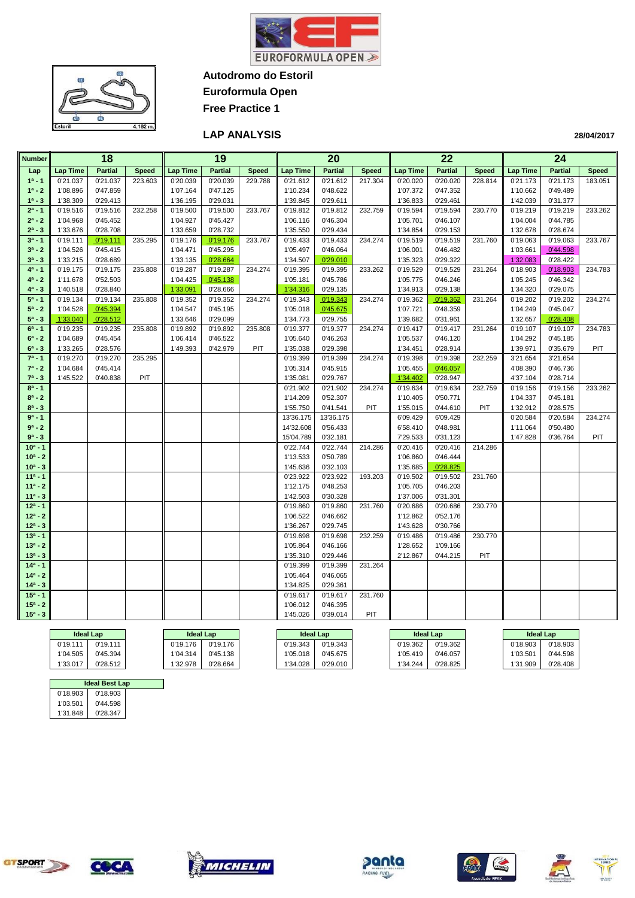Autodromo do Estoril

Euroformula Open

Free Practice 1

## LAP ANALYSIS

28/04/2017

| Number | 18 | | | 19 | | | 20 | | | 22 | | | 24 | | |
|---|---|---|---|---|---|---|---|---|---|---|---|---|---|---|---|
| Lap | Lap Time | Partial | Speed | Lap Time | Partial | Speed | Lap Time | Partial | Speed | Lap Time | Partial | Speed | Lap Time | Partial | Speed |
| 1ª - 1 | 0'21.037 | 0'21.037 | 223.603 | 0'20.039 | 0'20.039 | 229.788 | 0'21.612 | 0'21.612 | 217.304 | 0'20.020 | 0'20.020 | 228.814 | 0'21.173 | 0'21.173 | 183.051 |
| 1ª - 2 | 1'08.896 | 0'47.859 | | 1'07.164 | 0'47.125 | | 1'10.234 | 0'48.622 | | 1'07.372 | 0'47.352 | | 1'10.662 | 0'49.489 | |
| 1ª - 3 | 1'38.309 | 0'29.413 | | 1'36.195 | 0'29.031 | | 1'39.845 | 0'29.611 | | 1'36.833 | 0'29.461 | | 1'42.039 | 0'31.377 | |
| 2ª - 1 | 0'19.516 | 0'19.516 | 232.258 | 0'19.500 | 0'19.500 | 233.767 | 0'19.812 | 0'19.812 | 232.759 | 0'19.594 | 0'19.594 | 230.770 | 0'19.219 | 0'19.219 | 233.262 |
| 2ª - 2 | 1'04.968 | 0'45.452 | | 1'04.927 | 0'45.427 | | 1'06.116 | 0'46.304 | | 1'05.701 | 0'46.107 | | 1'04.004 | 0'44.785 | |
| 2ª - 3 | 1'33.676 | 0'28.708 | | 1'33.659 | 0'28.732 | | 1'35.550 | 0'29.434 | | 1'34.854 | 0'29.153 | | 1'32.678 | 0'28.674 | |
| 3ª - 1 | 0'19.111 | 0'19.111 | 235.295 | 0'19.176 | 0'19.176 | 233.767 | 0'19.433 | 0'19.433 | 234.274 | 0'19.519 | 0'19.519 | 231.760 | 0'19.063 | 0'19.063 | 233.767 |
| 3ª - 2 | 1'04.526 | 0'45.415 | | 1'04.471 | 0'45.295 | | 1'05.497 | 0'46.064 | | 1'06.001 | 0'46.482 | | 1'03.661 | 0'44.598 | |
| 3ª - 3 | 1'33.215 | 0'28.689 | | 1'33.135 | 0'28.664 | | 1'34.507 | 0'29.010 | | 1'35.323 | 0'29.322 | | 1'32.083 | 0'28.422 | |
| 4ª - 1 | 0'19.175 | 0'19.175 | 235.808 | 0'19.287 | 0'19.287 | 234.274 | 0'19.395 | 0'19.395 | 233.262 | 0'19.529 | 0'19.529 | 231.264 | 0'18.903 | 0'18.903 | 234.783 |
| 4ª - 2 | 1'11.678 | 0'52.503 | | 1'04.425 | 0'45.138 | | 1'05.181 | 0'45.786 | | 1'05.775 | 0'46.246 | | 1'05.245 | 0'46.342 | |
| 4ª - 3 | 1'40.518 | 0'28.840 | | 1'33.091 | 0'28.666 | | 1'34.316 | 0'29.135 | | 1'34.913 | 0'29.138 | | 1'34.320 | 0'29.075 | |
| 5ª - 1 | 0'19.134 | 0'19.134 | 235.808 | 0'19.352 | 0'19.352 | 234.274 | 0'19.343 | 0'19.343 | 234.274 | 0'19.362 | 0'19.362 | 231.264 | 0'19.202 | 0'19.202 | 234.274 |
| 5ª - 2 | 1'04.528 | 0'45.394 | | 1'04.547 | 0'45.195 | | 1'05.018 | 0'45.675 | | 1'07.721 | 0'48.359 | | 1'04.249 | 0'45.047 | |
| 5ª - 3 | 1'33.040 | 0'28.512 | | 1'33.646 | 0'29.099 | | 1'34.773 | 0'29.755 | | 1'39.682 | 0'31.961 | | 1'32.657 | 0'28.408 | |
| 6ª - 1 | 0'19.235 | 0'19.235 | 235.808 | 0'19.892 | 0'19.892 | 235.808 | 0'19.377 | 0'19.377 | 234.274 | 0'19.417 | 0'19.417 | 231.264 | 0'19.107 | 0'19.107 | 234.783 |
| 6ª - 2 | 1'04.689 | 0'45.454 | | 1'06.414 | 0'46.522 | | 1'05.640 | 0'46.263 | | 1'05.537 | 0'46.120 | | 1'04.292 | 0'45.185 | |
| 6ª - 3 | 1'33.265 | 0'28.576 | | 1'49.393 | 0'42.979 | PIT | 1'35.038 | 0'29.398 | | 1'34.451 | 0'28.914 | | 1'39.971 | 0'35.679 | PIT |
| 7ª - 1 | 0'19.270 | 0'19.270 | 235.295 | | | | 0'19.399 | 0'19.399 | 234.274 | 0'19.398 | 0'19.398 | 232.259 | 3'21.654 | 3'21.654 | |
| 7ª - 2 | 1'04.684 | 0'45.414 | | | | | 1'05.314 | 0'45.915 | | 1'05.455 | 0'46.057 | | 4'08.390 | 0'46.736 | |
| 7ª - 3 | 1'45.522 | 0'40.838 | PIT | | | | 1'35.081 | 0'29.767 | | 1'34.402 | 0'28.947 | | 4'37.104 | 0'28.714 | |
| 8ª - 1 | | | | | | | 0'21.902 | 0'21.902 | 234.274 | 0'19.634 | 0'19.634 | 232.759 | 0'19.156 | 0'19.156 | 233.262 |
| 8ª - 2 | | | | | | | 1'14.209 | 0'52.307 | | 1'10.405 | 0'50.771 | | 1'04.337 | 0'45.181 | |
| 8ª - 3 | | | | | | | 1'55.750 | 0'41.541 | PIT | 1'55.015 | 0'44.610 | PIT | 1'32.912 | 0'28.575 | |
| 9ª - 1 | | | | | | | 13'36.175 | 13'36.175 | | 6'09.429 | 6'09.429 | | 0'20.584 | 0'20.584 | 234.274 |
| 9ª - 2 | | | | | | | 14'32.608 | 0'56.433 | | 6'58.410 | 0'48.981 | | 1'11.064 | 0'50.480 | |
| 9ª - 3 | | | | | | | 15'04.789 | 0'32.181 | | 7'29.533 | 0'31.123 | | 1'47.828 | 0'36.764 | PIT |
| 10ª - 1 | | | | | | | 0'22.744 | 0'22.744 | 214.286 | 0'20.416 | 0'20.416 | 214.286 | | | |
| 10ª - 2 | | | | | | | 1'13.533 | 0'50.789 | | 1'06.860 | 0'46.444 | | | | |
| 10ª - 3 | | | | | | | 1'45.636 | 0'32.103 | | 1'35.685 | 0'28.825 | | | | |
| 11ª - 1 | | | | | | | 0'23.922 | 0'23.922 | 193.203 | 0'19.502 | 0'19.502 | 231.760 | | | |
| 11ª - 2 | | | | | | | 1'12.175 | 0'48.253 | | 1'05.705 | 0'46.203 | | | | |
| 11ª - 3 | | | | | | | 1'42.503 | 0'30.328 | | 1'37.006 | 0'31.301 | | | | |
| 12ª - 1 | | | | | | | 0'19.860 | 0'19.860 | 231.760 | 0'20.686 | 0'20.686 | 230.770 | | | |
| 12ª - 2 | | | | | | | 1'06.522 | 0'46.662 | | 1'12.862 | 0'52.176 | | | | |
| 12ª - 3 | | | | | | | 1'36.267 | 0'29.745 | | 1'43.628 | 0'30.766 | | | | |
| 13ª - 1 | | | | | | | 0'19.698 | 0'19.698 | 232.259 | 0'19.486 | 0'19.486 | 230.770 | | | |
| 13ª - 2 | | | | | | | 1'05.864 | 0'46.166 | | 1'28.652 | 1'09.166 | | | | |
| 13ª - 3 | | | | | | | 1'35.310 | 0'29.446 | | 2'12.867 | 0'44.215 | PIT | | | |
| 14ª - 1 | | | | | | | 0'19.399 | 0'19.399 | 231.264 | | | | | | |
| 14ª - 2 | | | | | | | 1'05.464 | 0'46.065 | | | | | | | |
| 14ª - 3 | | | | | | | 1'34.825 | 0'29.361 | | | | | | | |
| 15ª - 1 | | | | | | | 0'19.617 | 0'19.617 | 231.760 | | | | | | |
| 15ª - 2 | | | | | | | 1'06.012 | 0'46.395 | | | | | | | |
| 15ª - 3 | | | | | | | 1'45.026 | 0'39.014 | PIT | | | | | | |

| Ideal Lap (18) | | Ideal Lap (19) | | Ideal Lap (20) | | Ideal Lap (22) | | Ideal Lap (24) | |
|---|---|---|---|---|---|---|---|---|---|
| 0'19.111 | 0'19.111 | 0'19.176 | 0'19.176 | 0'19.343 | 0'19.343 | 0'19.362 | 0'19.362 | 0'18.903 | 0'18.903 |
| 1'04.505 | 0'45.394 | 1'04.314 | 0'45.138 | 1'05.018 | 0'45.675 | 1'05.419 | 0'46.057 | 1'03.501 | 0'44.598 |
| 1'33.017 | 0'28.512 | 1'32.978 | 0'28.664 | 1'34.028 | 0'29.010 | 1'34.244 | 0'28.825 | 1'31.909 | 0'28.408 |

| Ideal Best Lap | |
|---|---|
| 0'18.903 | 0'18.903 |
| 1'03.501 | 0'44.598 |
| 1'31.848 | 0'28.347 |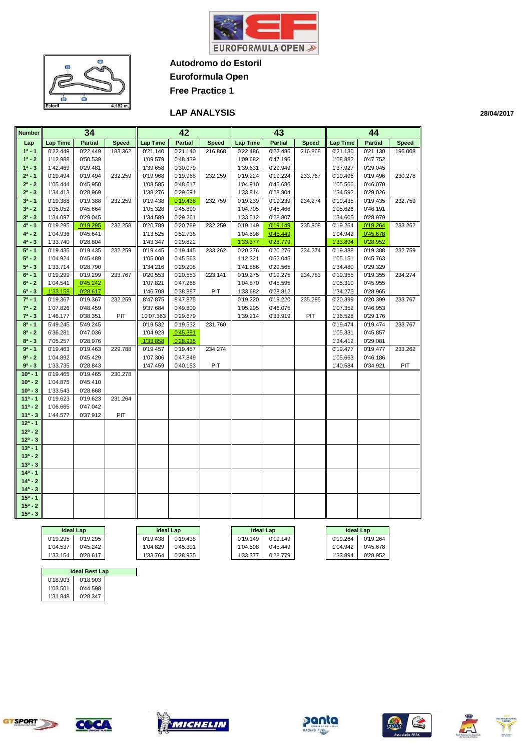# Autodromo do Estoril

## Euroformula Open

## Free Practice 1

### LAP ANALYSIS

28/04/2017

| Number | 34 | | | 42 | | | 43 | | | 44 | | |
|---|---|---|---|---|---|---|---|---|---|---|---|---|
| Lap | Lap Time | Partial | Speed | Lap Time | Partial | Speed | Lap Time | Partial | Speed | Lap Time | Partial | Speed |
| 1ª - 1 | 0'22.449 | 0'22.449 | 183.362 | 0'21.140 | 0'21.140 | 216.868 | 0'22.486 | 0'22.486 | 216.868 | 0'21.130 | 0'21.130 | 196.008 |
| 1ª - 2 | 1'12.988 | 0'50.539 | | 1'09.579 | 0'48.439 | | 1'09.682 | 0'47.196 | | 1'08.882 | 0'47.752 | |
| 1ª - 3 | 1'42.469 | 0'29.481 | | 1'39.658 | 0'30.079 | | 1'39.631 | 0'29.949 | | 1'37.927 | 0'29.045 | |
| 2ª - 1 | 0'19.494 | 0'19.494 | 232.259 | 0'19.968 | 0'19.968 | 232.259 | 0'19.224 | 0'19.224 | 233.767 | 0'19.496 | 0'19.496 | 230.278 |
| 2ª - 2 | 1'05.444 | 0'45.950 | | 1'08.585 | 0'48.617 | | 1'04.910 | 0'45.686 | | 1'05.566 | 0'46.070 | |
| 2ª - 3 | 1'34.413 | 0'28.969 | | 1'38.276 | 0'29.691 | | 1'33.814 | 0'28.904 | | 1'34.592 | 0'29.026 | |
| 3ª - 1 | 0'19.388 | 0'19.388 | 232.259 | 0'19.438 | 0'19.438 | 232.759 | 0'19.239 | 0'19.239 | 234.274 | 0'19.435 | 0'19.435 | 232.759 |
| 3ª - 2 | 1'05.052 | 0'45.664 | | 1'05.328 | 0'45.890 | | 1'04.705 | 0'45.466 | | 1'05.626 | 0'46.191 | |
| 3ª - 3 | 1'34.097 | 0'29.045 | | 1'34.589 | 0'29.261 | | 1'33.512 | 0'28.807 | | 1'34.605 | 0'28.979 | |
| 4ª - 1 | 0'19.295 | 0'19.295 | 232.258 | 0'20.789 | 0'20.789 | 232.259 | 0'19.149 | 0'19.149 | 235.808 | 0'19.264 | 0'19.264 | 233.262 |
| 4ª - 2 | 1'04.936 | 0'45.641 | | 1'13.525 | 0'52.736 | | 1'04.598 | 0'45.449 | | 1'04.942 | 0'45.678 | |
| 4ª - 3 | 1'33.740 | 0'28.804 | | 1'43.347 | 0'29.822 | | 1'33.377 | 0'28.779 | | 1'33.894 | 0'28.952 | |
| 5ª - 1 | 0'19.435 | 0'19.435 | 232.259 | 0'19.445 | 0'19.445 | 233.262 | 0'20.276 | 0'20.276 | 234.274 | 0'19.388 | 0'19.388 | 232.759 |
| 5ª - 2 | 1'04.924 | 0'45.489 | | 1'05.008 | 0'45.563 | | 1'12.321 | 0'52.045 | | 1'05.151 | 0'45.763 | |
| 5ª - 3 | 1'33.714 | 0'28.790 | | 1'34.216 | 0'29.208 | | 1'41.886 | 0'29.565 | | 1'34.480 | 0'29.329 | |
| 6ª - 1 | 0'19.299 | 0'19.299 | 233.767 | 0'20.553 | 0'20.553 | 223.141 | 0'19.275 | 0'19.275 | 234.783 | 0'19.355 | 0'19.355 | 234.274 |
| 6ª - 2 | 1'04.541 | 0'45.242 | | 1'07.821 | 0'47.268 | | 1'04.870 | 0'45.595 | | 1'05.310 | 0'45.955 | |
| 6ª - 3 | 1'33.158 | 0'28.617 | | 1'46.708 | 0'38.887 | PIT | 1'33.682 | 0'28.812 | | 1'34.275 | 0'28.965 | |
| 7ª - 1 | 0'19.367 | 0'19.367 | 232.259 | 8'47.875 | 8'47.875 | | 0'19.220 | 0'19.220 | 235.295 | 0'20.399 | 0'20.399 | 233.767 |
| 7ª - 2 | 1'07.826 | 0'48.459 | | 9'37.684 | 0'49.809 | | 1'05.295 | 0'46.075 | | 1'07.352 | 0'46.953 | |
| 7ª - 3 | 1'46.177 | 0'38.351 | PIT | 10'07.363 | 0'29.679 | | 1'39.214 | 0'33.919 | PIT | 1'36.528 | 0'29.176 | |
| 8ª - 1 | 5'49.245 | 5'49.245 | | 0'19.532 | 0'19.532 | 231.760 | | | | 0'19.474 | 0'19.474 | 233.767 |
| 8ª - 2 | 6'36.281 | 0'47.036 | | 1'04.923 | 0'45.391 | | | | | 1'05.331 | 0'45.857 | |
| 8ª - 3 | 7'05.257 | 0'28.976 | | 1'33.858 | 0'28.935 | | | | | 1'34.412 | 0'29.081 | |
| 9ª - 1 | 0'19.463 | 0'19.463 | 229.788 | 0'19.457 | 0'19.457 | 234.274 | | | | 0'19.477 | 0'19.477 | 233.262 |
| 9ª - 2 | 1'04.892 | 0'45.429 | | 1'07.306 | 0'47.849 | | | | | 1'05.663 | 0'46.186 | |
| 9ª - 3 | 1'33.735 | 0'28.843 | | 1'47.459 | 0'40.153 | PIT | | | | 1'40.584 | 0'34.921 | PIT |
| 10ª - 1 | 0'19.465 | 0'19.465 | 230.278 | | | | | | | | | |
| 10ª - 2 | 1'04.875 | 0'45.410 | | | | | | | | | | |
| 10ª - 3 | 1'33.543 | 0'28.668 | | | | | | | | | | |
| 11ª - 1 | 0'19.623 | 0'19.623 | 231.264 | | | | | | | | | |
| 11ª - 2 | 1'06.665 | 0'47.042 | | | | | | | | | | |
| 11ª - 3 | 1'44.577 | 0'37.912 | PIT | | | | | | | | | |
| 12ª - 1 | | | | | | | | | | | | |
| 12ª - 2 | | | | | | | | | | | | |
| 12ª - 3 | | | | | | | | | | | | |
| 13ª - 1 | | | | | | | | | | | | |
| 13ª - 2 | | | | | | | | | | | | |
| 13ª - 3 | | | | | | | | | | | | |
| 14ª - 1 | | | | | | | | | | | | |
| 14ª - 2 | | | | | | | | | | | | |
| 14ª - 3 | | | | | | | | | | | | |
| 15ª - 1 | | | | | | | | | | | | |
| 15ª - 2 | | | | | | | | | | | | |
| 15ª - 3 | | | | | | | | | | | | |

| Ideal Lap (34) | |
|---|---|
| 0'19.295 | 0'19.295 |
| 1'04.537 | 0'45.242 |
| 1'33.154 | 0'28.617 |

| Ideal Lap (42) | |
|---|---|
| 0'19.438 | 0'19.438 |
| 1'04.829 | 0'45.391 |
| 1'33.764 | 0'28.935 |

| Ideal Lap (43) | |
|---|---|
| 0'19.149 | 0'19.149 |
| 1'04.598 | 0'45.449 |
| 1'33.377 | 0'28.779 |

| Ideal Lap (44) | |
|---|---|
| 0'19.264 | 0'19.264 |
| 1'04.942 | 0'45.678 |
| 1'33.894 | 0'28.952 |

| Ideal Best Lap | |
|---|---|
| 0'18.903 | 0'18.903 |
| 1'03.501 | 0'44.598 |
| 1'31.848 | 0'28.347 |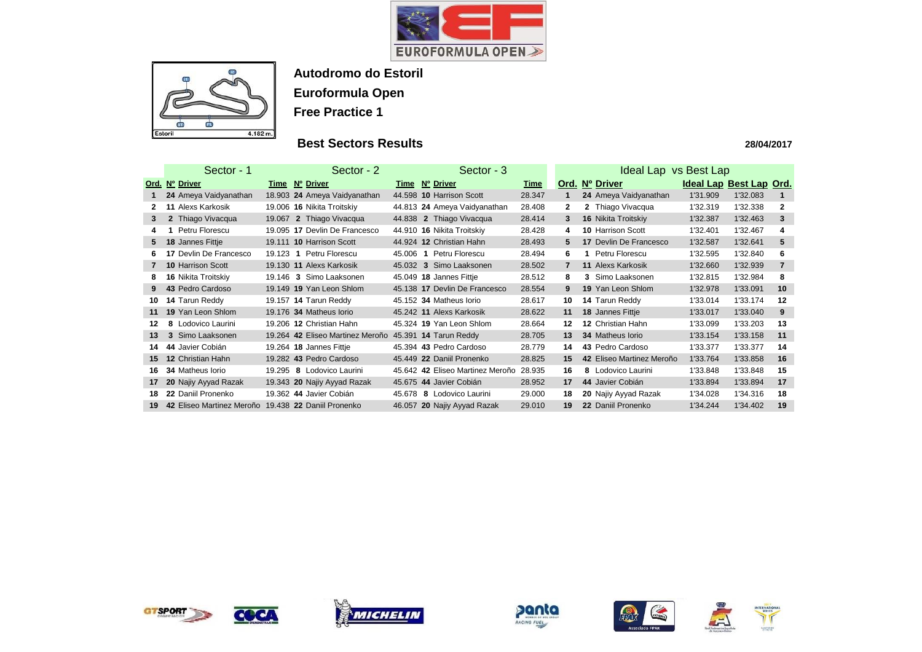## Autodromo do Estoril

## Euroformula Open

## Free Practice 1

### Best Sectors Results

28/04/2017

| Sector - 1 | | | | Sector - 2 | | | Sector - 3 | | | Ideal Lap vs Best Lap | | | | | |
|---|---|---|---|---|---|---|---|---|---|---|---|---|---|---|---|
| **Ord.** | **Nº** | **Driver** | **Time** | **Nº** | **Driver** | **Time** | **Nº** | **Driver** | **Time** | **Ord.** | **Nº** | **Driver** | **Ideal Lap** | **Best Lap** | **Ord.** |
| 1 | 24 | Ameya Vaidyanathan | 18.903 | 24 | Ameya Vaidyanathan | 44.598 | 10 | Harrison Scott | 28.347 | 1 | 24 | Ameya Vaidyanathan | 1'31.909 | 1'32.083 | 1 |
| 2 | 11 | Alexs Karkosik | 19.006 | 16 | Nikita Troitskiy | 44.813 | 24 | Ameya Vaidyanathan | 28.408 | 2 | 2 | Thiago Vivacqua | 1'32.319 | 1'32.338 | 2 |
| 3 | 2 | Thiago Vivacqua | 19.067 | 2 | Thiago Vivacqua | 44.838 | 2 | Thiago Vivacqua | 28.414 | 3 | 16 | Nikita Troitskiy | 1'32.387 | 1'32.463 | 3 |
| 4 | 1 | Petru Florescu | 19.095 | 17 | Devlin De Francesco | 44.910 | 16 | Nikita Troitskiy | 28.428 | 4 | 10 | Harrison Scott | 1'32.401 | 1'32.467 | 4 |
| 5 | 18 | Jannes Fittje | 19.111 | 10 | Harrison Scott | 44.924 | 12 | Christian Hahn | 28.493 | 5 | 17 | Devlin De Francesco | 1'32.587 | 1'32.641 | 5 |
| 6 | 17 | Devlin De Francesco | 19.123 | 1 | Petru Florescu | 45.006 | 1 | Petru Florescu | 28.494 | 6 | 1 | Petru Florescu | 1'32.595 | 1'32.840 | 6 |
| 7 | 10 | Harrison Scott | 19.130 | 11 | Alexs Karkosik | 45.032 | 3 | Simo Laaksonen | 28.502 | 7 | 11 | Alexs Karkosik | 1'32.660 | 1'32.939 | 7 |
| 8 | 16 | Nikita Troitskiy | 19.146 | 3 | Simo Laaksonen | 45.049 | 18 | Jannes Fittje | 28.512 | 8 | 3 | Simo Laaksonen | 1'32.815 | 1'32.984 | 8 |
| 9 | 43 | Pedro Cardoso | 19.149 | 19 | Yan Leon Shlom | 45.138 | 17 | Devlin De Francesco | 28.554 | 9 | 19 | Yan Leon Shlom | 1'32.978 | 1'33.091 | 10 |
| 10 | 14 | Tarun Reddy | 19.157 | 14 | Tarun Reddy | 45.152 | 34 | Matheus Iorio | 28.617 | 10 | 14 | Tarun Reddy | 1'33.014 | 1'33.174 | 12 |
| 11 | 19 | Yan Leon Shlom | 19.176 | 34 | Matheus Iorio | 45.242 | 11 | Alexs Karkosik | 28.622 | 11 | 18 | Jannes Fittje | 1'33.017 | 1'33.040 | 9 |
| 12 | 8 | Lodovico Laurini | 19.206 | 12 | Christian Hahn | 45.324 | 19 | Yan Leon Shlom | 28.664 | 12 | 12 | Christian Hahn | 1'33.099 | 1'33.203 | 13 |
| 13 | 3 | Simo Laaksonen | 19.264 | 42 | Eliseo Martinez Meroño | 45.391 | 14 | Tarun Reddy | 28.705 | 13 | 34 | Matheus Iorio | 1'33.154 | 1'33.158 | 11 |
| 14 | 44 | Javier Cobián | 19.264 | 18 | Jannes Fittje | 45.394 | 43 | Pedro Cardoso | 28.779 | 14 | 43 | Pedro Cardoso | 1'33.377 | 1'33.377 | 14 |
| 15 | 12 | Christian Hahn | 19.282 | 43 | Pedro Cardoso | 45.449 | 22 | Daniil Pronenko | 28.825 | 15 | 42 | Eliseo Martinez Meroño | 1'33.764 | 1'33.858 | 16 |
| 16 | 34 | Matheus Iorio | 19.295 | 8 | Lodovico Laurini | 45.642 | 42 | Eliseo Martinez Meroño | 28.935 | 16 | 8 | Lodovico Laurini | 1'33.848 | 1'33.848 | 15 |
| 17 | 20 | Najiy Ayyad Razak | 19.343 | 20 | Najiy Ayyad Razak | 45.675 | 44 | Javier Cobián | 28.952 | 17 | 44 | Javier Cobián | 1'33.894 | 1'33.894 | 17 |
| 18 | 22 | Daniil Pronenko | 19.362 | 44 | Javier Cobián | 45.678 | 8 | Lodovico Laurini | 29.000 | 18 | 20 | Najiy Ayyad Razak | 1'34.028 | 1'34.316 | 18 |
| 19 | 42 | Eliseo Martinez Meroño | 19.438 | 22 | Daniil Pronenko | 46.057 | 20 | Najiy Ayyad Razak | 29.010 | 19 | 22 | Daniil Pronenko | 1'34.244 | 1'34.402 | 19 |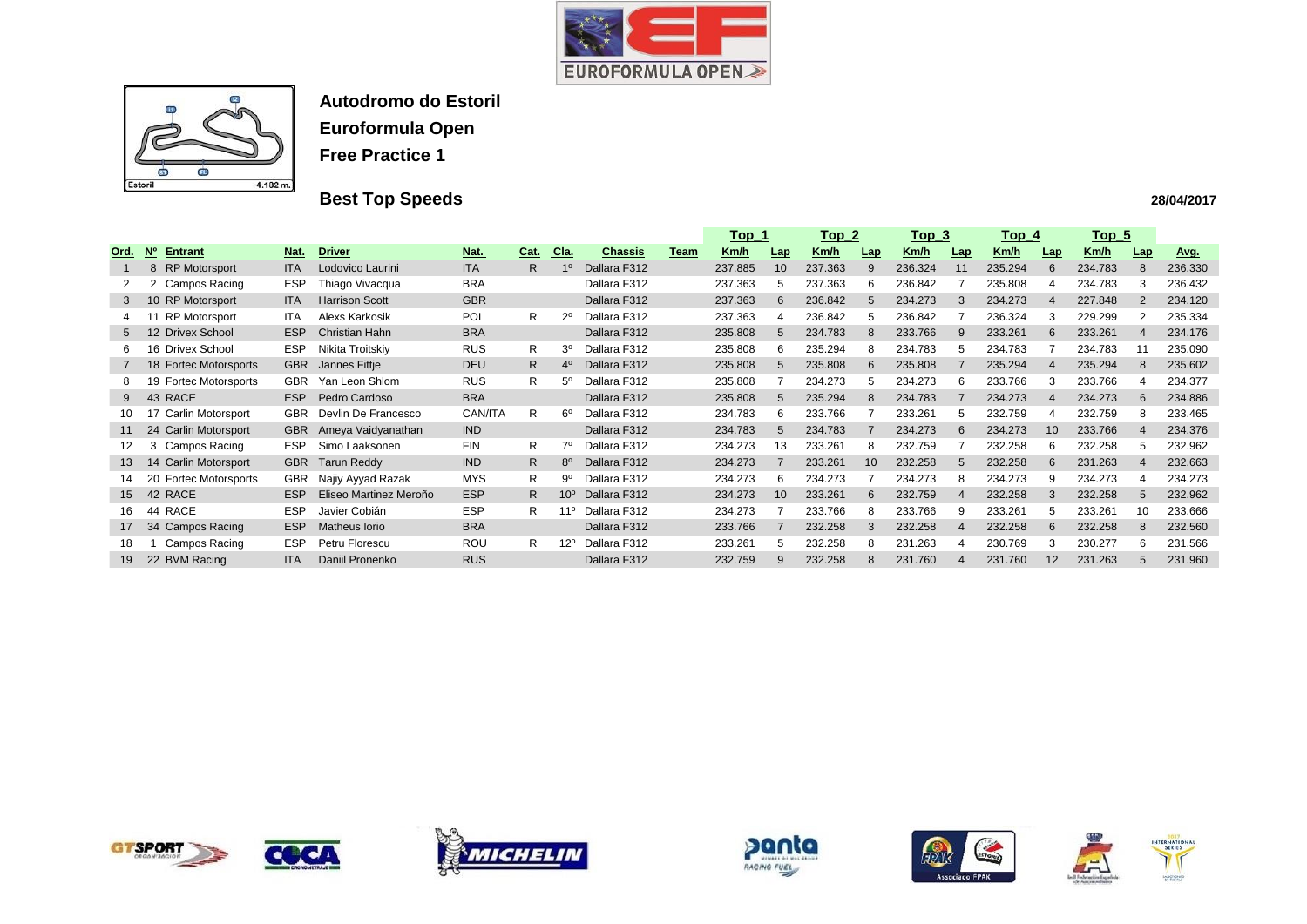**Autodromo do Estoril**

**Euroformula Open**

**Free Practice 1**

**Best Top Speeds**

**28/04/2017**

| Ord. | Nº | Entrant | Nat. | Driver | Nat. | Cat. | Cla. | Chassis | Team | Top_1 | | Top_2 | | Top_3 | | Top_4 | | Top_5 | | |
|---|---|---|---|---|---|---|---|---|---|---|---|---|---|---|---|---|---|---|---|---|
| | | | | | | | | | | Km/h | Lap | Km/h | Lap | Km/h | Lap | Km/h | Lap | Km/h | Lap | Avg. |
| 1 | 8 | RP Motorsport | ITA | Lodovico Laurini | ITA | R | 1º | Dallara F312 | | 237.885 | 10 | 237.363 | 9 | 236.324 | 11 | 235.294 | 6 | 234.783 | 8 | 236.330 |
| 2 | 2 | Campos Racing | ESP | Thiago Vivacqua | BRA | | | Dallara F312 | | 237.363 | 5 | 237.363 | 6 | 236.842 | 7 | 235.808 | 4 | 234.783 | 3 | 236.432 |
| 3 | 10 | RP Motorsport | ITA | Harrison Scott | GBR | | | Dallara F312 | | 237.363 | 6 | 236.842 | 5 | 234.273 | 3 | 234.273 | 4 | 227.848 | 2 | 234.120 |
| 4 | 11 | RP Motorsport | ITA | Alexs Karkosik | POL | R | 2º | Dallara F312 | | 237.363 | 4 | 236.842 | 5 | 236.842 | 7 | 236.324 | 3 | 229.299 | 2 | 235.334 |
| 5 | 12 | Drivex School | ESP | Christian Hahn | BRA | | | Dallara F312 | | 235.808 | 5 | 234.783 | 8 | 233.766 | 9 | 233.261 | 6 | 233.261 | 4 | 234.176 |
| 6 | 16 | Drivex School | ESP | Nikita Troitskiy | RUS | R | 3º | Dallara F312 | | 235.808 | 6 | 235.294 | 8 | 234.783 | 5 | 234.783 | 7 | 234.783 | 11 | 235.090 |
| 7 | 18 | Fortec Motorsports | GBR | Jannes Fittje | DEU | R | 4º | Dallara F312 | | 235.808 | 5 | 235.808 | 6 | 235.808 | 7 | 235.294 | 4 | 235.294 | 8 | 235.602 |
| 8 | 19 | Fortec Motorsports | GBR | Yan Leon Shlom | RUS | R | 5º | Dallara F312 | | 235.808 | 7 | 234.273 | 5 | 234.273 | 6 | 233.766 | 3 | 233.766 | 4 | 234.377 |
| 9 | 43 | RACE | ESP | Pedro Cardoso | BRA | | | Dallara F312 | | 235.808 | 5 | 235.294 | 8 | 234.783 | 7 | 234.273 | 4 | 234.273 | 6 | 234.886 |
| 10 | 17 | Carlin Motorsport | GBR | Devlin De Francesco | CAN/ITA | R | 6º | Dallara F312 | | 234.783 | 6 | 233.766 | 7 | 233.261 | 5 | 232.759 | 4 | 232.759 | 8 | 233.465 |
| 11 | 24 | Carlin Motorsport | GBR | Ameya Vaidyanathan | IND | | | Dallara F312 | | 234.783 | 5 | 234.783 | 7 | 234.273 | 6 | 234.273 | 10 | 233.766 | 4 | 234.376 |
| 12 | 3 | Campos Racing | ESP | Simo Laaksonen | FIN | R | 7º | Dallara F312 | | 234.273 | 13 | 233.261 | 8 | 232.759 | 7 | 232.258 | 6 | 232.258 | 5 | 232.962 |
| 13 | 14 | Carlin Motorsport | GBR | Tarun Reddy | IND | R | 8º | Dallara F312 | | 234.273 | 7 | 233.261 | 10 | 232.258 | 5 | 232.258 | 6 | 231.263 | 4 | 232.663 |
| 14 | 20 | Fortec Motorsports | GBR | Najiy Ayyad Razak | MYS | R | 9º | Dallara F312 | | 234.273 | 6 | 234.273 | 7 | 234.273 | 8 | 234.273 | 9 | 234.273 | 4 | 234.273 |
| 15 | 42 | RACE | ESP | Eliseo Martinez Meroño | ESP | R | 10º | Dallara F312 | | 234.273 | 10 | 233.261 | 6 | 232.759 | 4 | 232.258 | 3 | 232.258 | 5 | 232.962 |
| 16 | 44 | RACE | ESP | Javier Cobián | ESP | R | 11º | Dallara F312 | | 234.273 | 7 | 233.766 | 8 | 233.766 | 9 | 233.261 | 5 | 233.261 | 10 | 233.666 |
| 17 | 34 | Campos Racing | ESP | Matheus Iorio | BRA | | | Dallara F312 | | 233.766 | 7 | 232.258 | 3 | 232.258 | 4 | 232.258 | 6 | 232.258 | 8 | 232.560 |
| 18 | 1 | Campos Racing | ESP | Petru Florescu | ROU | R | 12º | Dallara F312 | | 233.261 | 5 | 232.258 | 8 | 231.263 | 4 | 230.769 | 3 | 230.277 | 6 | 231.566 |
| 19 | 22 | BVM Racing | ITA | Daniil Pronenko | RUS | | | Dallara F312 | | 232.759 | 9 | 232.258 | 8 | 231.760 | 4 | 231.760 | 12 | 231.263 | 5 | 231.960 |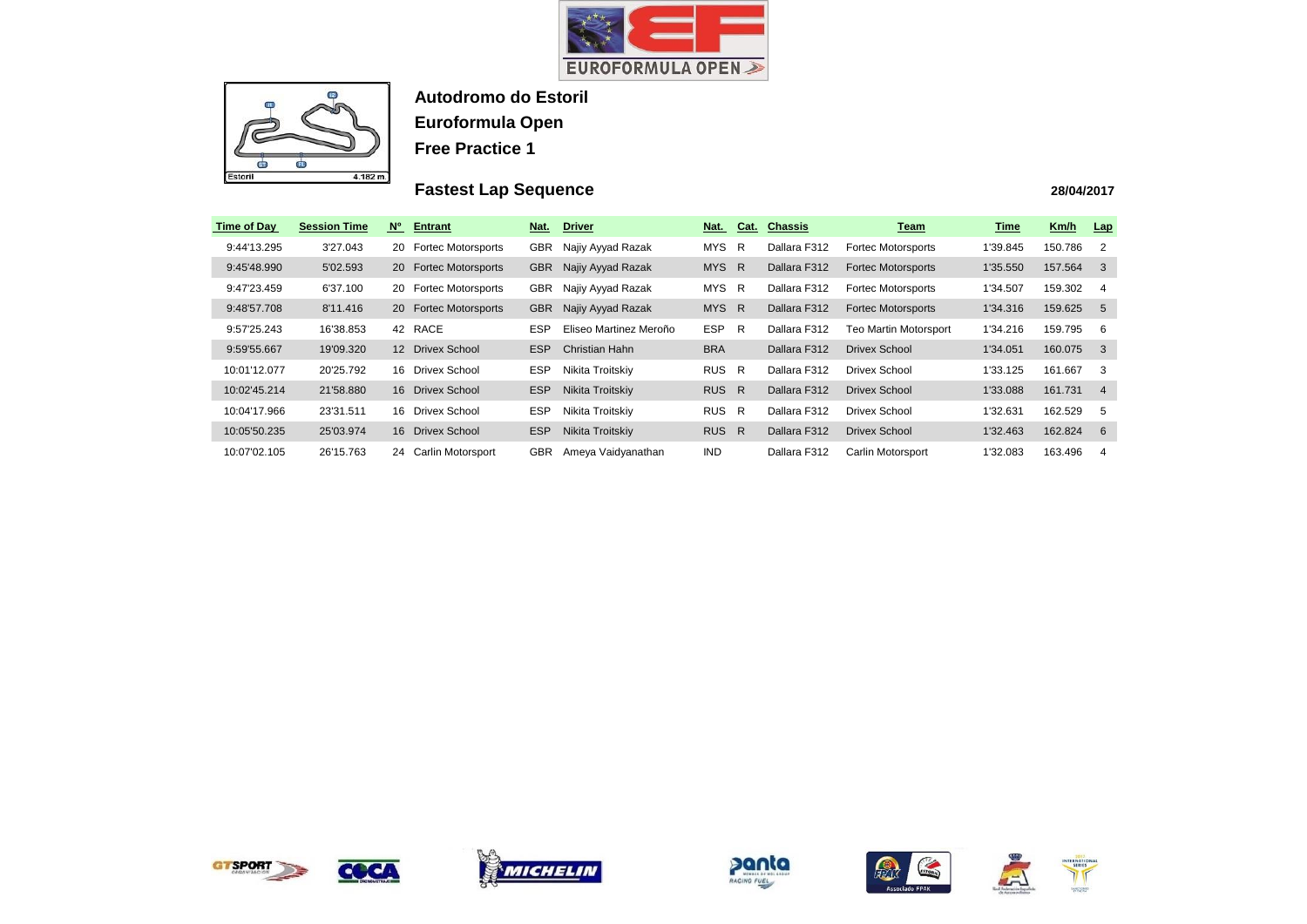**Autodromo do Estoril**

**Euroformula Open**

**Free Practice 1**

## Fastest Lap Sequence

**28/04/2017**

| Time of Day | Session Time | Nº | Entrant | Nat. | Driver | Nat. | Cat. | Chassis | Team | Time | Km/h | Lap |
|---|---|---|---|---|---|---|---|---|---|---|---|---|
| 9:44'13.295 | 3'27.043 | 20 | Fortec Motorsports | GBR | Najiy Ayyad Razak | MYS | R | Dallara F312 | Fortec Motorsports | 1'39.845 | 150.786 | 2 |
| 9:45'48.990 | 5'02.593 | 20 | Fortec Motorsports | GBR | Najiy Ayyad Razak | MYS | R | Dallara F312 | Fortec Motorsports | 1'35.550 | 157.564 | 3 |
| 9:47'23.459 | 6'37.100 | 20 | Fortec Motorsports | GBR | Najiy Ayyad Razak | MYS | R | Dallara F312 | Fortec Motorsports | 1'34.507 | 159.302 | 4 |
| 9:48'57.708 | 8'11.416 | 20 | Fortec Motorsports | GBR | Najiy Ayyad Razak | MYS | R | Dallara F312 | Fortec Motorsports | 1'34.316 | 159.625 | 5 |
| 9:57'25.243 | 16'38.853 | 42 | RACE | ESP | Eliseo Martinez Meroño | ESP | R | Dallara F312 | Teo Martin Motorsport | 1'34.216 | 159.795 | 6 |
| 9:59'55.667 | 19'09.320 | 12 | Drivex School | ESP | Christian Hahn | BRA | | Dallara F312 | Drivex School | 1'34.051 | 160.075 | 3 |
| 10:01'12.077 | 20'25.792 | 16 | Drivex School | ESP | Nikita Troitskiy | RUS | R | Dallara F312 | Drivex School | 1'33.125 | 161.667 | 3 |
| 10:02'45.214 | 21'58.880 | 16 | Drivex School | ESP | Nikita Troitskiy | RUS | R | Dallara F312 | Drivex School | 1'33.088 | 161.731 | 4 |
| 10:04'17.966 | 23'31.511 | 16 | Drivex School | ESP | Nikita Troitskiy | RUS | R | Dallara F312 | Drivex School | 1'32.631 | 162.529 | 5 |
| 10:05'50.235 | 25'03.974 | 16 | Drivex School | ESP | Nikita Troitskiy | RUS | R | Dallara F312 | Drivex School | 1'32.463 | 162.824 | 6 |
| 10:07'02.105 | 26'15.763 | 24 | Carlin Motorsport | GBR | Ameya Vaidyanathan | IND | | Dallara F312 | Carlin Motorsport | 1'32.083 | 163.496 | 4 |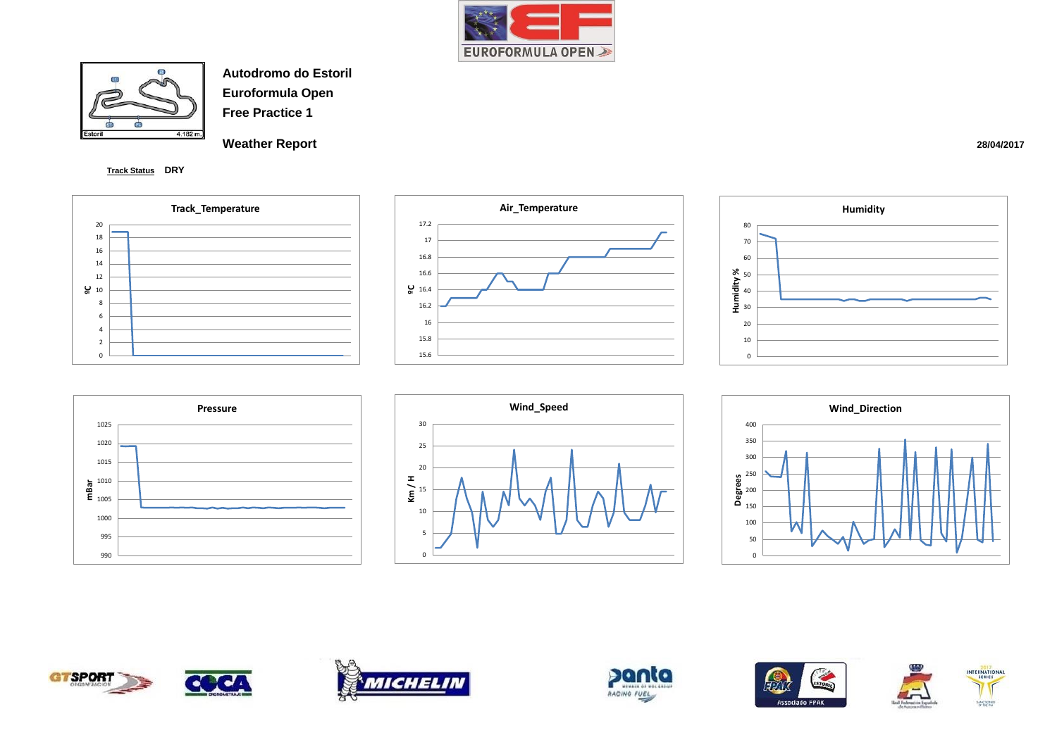EUROFORMULA OPEN

Estoril 4.182 m.

**Autodromo do Estoril**
**Euroformula Open**
**Free Practice 1**

**Weather Report**

28/04/2017

Track Status DRY

**Track_Temperature**

ºC

20
18
16
14
12
10
8
6
4
2
0

**Air_Temperature**

ºC

17.2
17
16.8
16.6
16.4
16.2
16
15.8
15.6

**Humidity**

Humidity %

80
70
60
50
40
30
20
10
0

**Pressure**

mBar

1025
1020
1015
1010
1005
1000
995
990

**Wind_Speed**

Km / H

30
25
20
15
10
5
0

**Wind_Direction**

Degrees

400
350
300
250
200
150
100
50
0